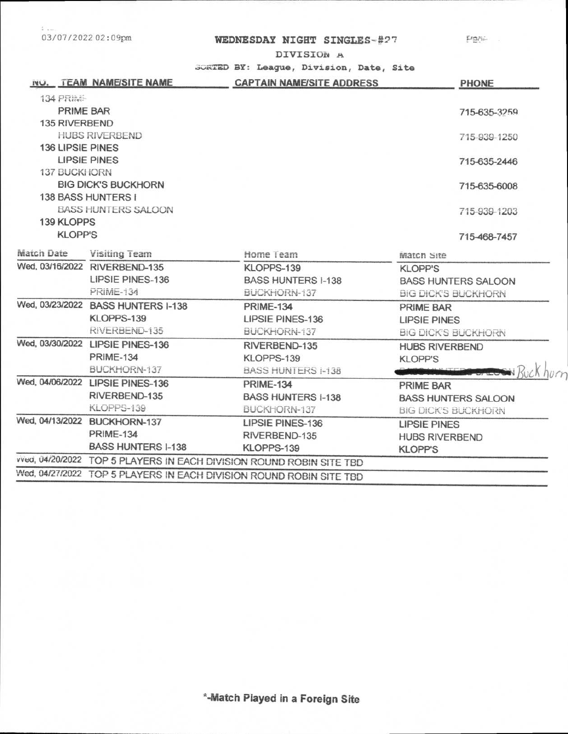03/07/2022 02:09pm

# WEDNESDAY NIGHT SINGLES-#27

## DIVISION A

SORTED BY: League, Division, Date, Site

| NO. | TEAM NAME/SITE NAME | CAPTAIN NAME/SITE ADDRESS | PHONE |
|---|---|---|---|
| 134 | PRIME | | |
| | PRIME BAR | | 715-635-3259 |
| 135 | RIVERBEND | | |
| | HUBS RIVERBEND | | 715-939-1250 |
| 136 | LIPSIE PINES | | |
| | LIPSIE PINES | | 715-635-2446 |
| 137 | BUCKHORN | | |
| | BIG DICK'S BUCKHORN | | 715-635-6008 |
| 138 | BASS HUNTERS I | | |
| | BASS HUNTERS SALOON | | 715-939-1203 |
| 139 | KLOPPS | | |
| | KLOPP'S | | 715-468-7457 |

| Match Date | Visiting Team | Home Team | Match Site |
|---|---|---|---|
| Wed, 03/16/2022 | RIVERBEND-135 | KLOPPS-139 | KLOPP'S |
| | LIPSIE PINES-136 | BASS HUNTERS I-138 | BASS HUNTERS SALOON |
| | PRIME-134 | BUCKHORN-137 | BIG DICK'S BUCKHORN |
| Wed, 03/23/2022 | BASS HUNTERS I-138 | PRIME-134 | PRIME BAR |
| | KLOPPS-139 | LIPSIE PINES-136 | LIPSIE PINES |
| | RIVERBEND-135 | BUCKHORN-137 | BIG DICK'S BUCKHORN |
| Wed, 03/30/2022 | LIPSIE PINES-136 | RIVERBEND-135 | HUBS RIVERBEND |
| | PRIME-134 | KLOPPS-139 | KLOPP'S |
| | BUCKHORN-137 | BASS HUNTERS I-138 | ~~BASS HUNTERS SALOON~~ Buckhorn |
| Wed, 04/06/2022 | LIPSIE PINES-136 | PRIME-134 | PRIME BAR |
| | RIVERBEND-135 | BASS HUNTERS I-138 | BASS HUNTERS SALOON |
| | KLOPPS-139 | BUCKHORN-137 | BIG DICK'S BUCKHORN |
| Wed, 04/13/2022 | BUCKHORN-137 | LIPSIE PINES-136 | LIPSIE PINES |
| | PRIME-134 | RIVERBEND-135 | HUBS RIVERBEND |
| | BASS HUNTERS I-138 | KLOPPS-139 | KLOPP'S |
| Wed, 04/20/2022 | TOP 5 PLAYERS IN EACH DIVISION ROUND ROBIN SITE TBD | | |
| Wed, 04/27/2022 | TOP 5 PLAYERS IN EACH DIVISION ROUND ROBIN SITE TBD | | |

*-Match Played in a Foreign Site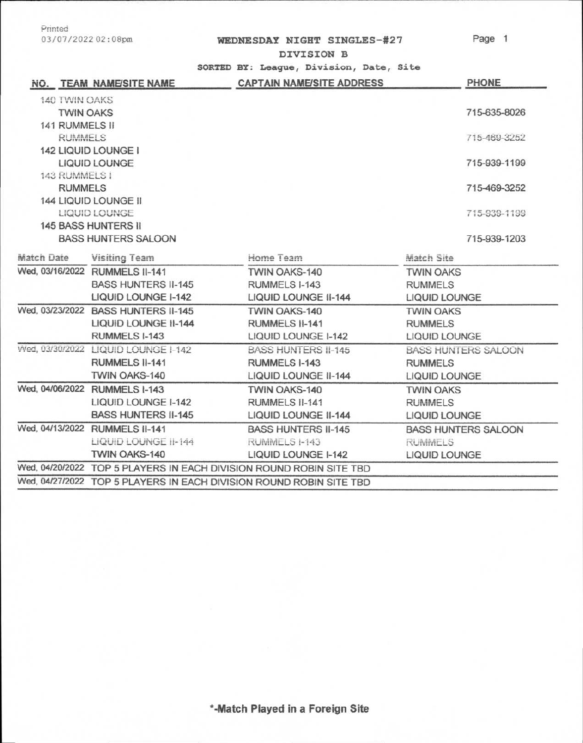Printed
03/07/2022 02:08pm

# WEDNESDAY NIGHT SINGLES-#27

## DIVISION B

SORTED BY: League, Division, Date, Site

| NO. TEAM NAME/SITE NAME | CAPTAIN NAME/SITE ADDRESS | PHONE |
|---|---|---|
| 140 TWIN OAKS | | |
| TWIN OAKS | | 715-635-8026 |
| 141 RUMMELS II | | |
| RUMMELS | | 715-469-3252 |
| 142 LIQUID LOUNGE I | | |
| LIQUID LOUNGE | | 715-939-1199 |
| 143 RUMMELS I | | |
| RUMMELS | | 715-469-3252 |
| 144 LIQUID LOUNGE II | | |
| LIQUID LOUNGE | | 715-939-1199 |
| 145 BASS HUNTERS II | | |
| BASS HUNTERS SALOON | | 715-939-1203 |

| Match Date | Visiting Team | Home Team | Match Site |
|---|---|---|---|
| Wed, 03/16/2022 | RUMMELS II-141 | TWIN OAKS-140 | TWIN OAKS |
| | BASS HUNTERS II-145 | RUMMELS I-143 | RUMMELS |
| | LIQUID LOUNGE I-142 | LIQUID LOUNGE II-144 | LIQUID LOUNGE |
| Wed, 03/23/2022 | BASS HUNTERS II-145 | TWIN OAKS-140 | TWIN OAKS |
| | LIQUID LOUNGE II-144 | RUMMELS II-141 | RUMMELS |
| | RUMMELS I-143 | LIQUID LOUNGE I-142 | LIQUID LOUNGE |
| Wed, 03/30/2022 | LIQUID LOUNGE I-142 | BASS HUNTERS II-145 | BASS HUNTERS SALOON |
| | RUMMELS II-141 | RUMMELS I-143 | RUMMELS |
| | TWIN OAKS-140 | LIQUID LOUNGE II-144 | LIQUID LOUNGE |
| Wed, 04/06/2022 | RUMMELS I-143 | TWIN OAKS-140 | TWIN OAKS |
| | LIQUID LOUNGE I-142 | RUMMELS II-141 | RUMMELS |
| | BASS HUNTERS II-145 | LIQUID LOUNGE II-144 | LIQUID LOUNGE |
| Wed, 04/13/2022 | RUMMELS II-141 | BASS HUNTERS II-145 | BASS HUNTERS SALOON |
| | LIQUID LOUNGE II-144 | RUMMELS I-143 | RUMMELS |
| | TWIN OAKS-140 | LIQUID LOUNGE I-142 | LIQUID LOUNGE |
| Wed, 04/20/2022 | TOP 5 PLAYERS IN EACH DIVISION ROUND ROBIN SITE TBD | | |
| Wed, 04/27/2022 | TOP 5 PLAYERS IN EACH DIVISION ROUND ROBIN SITE TBD | | |

*-Match Played in a Foreign Site